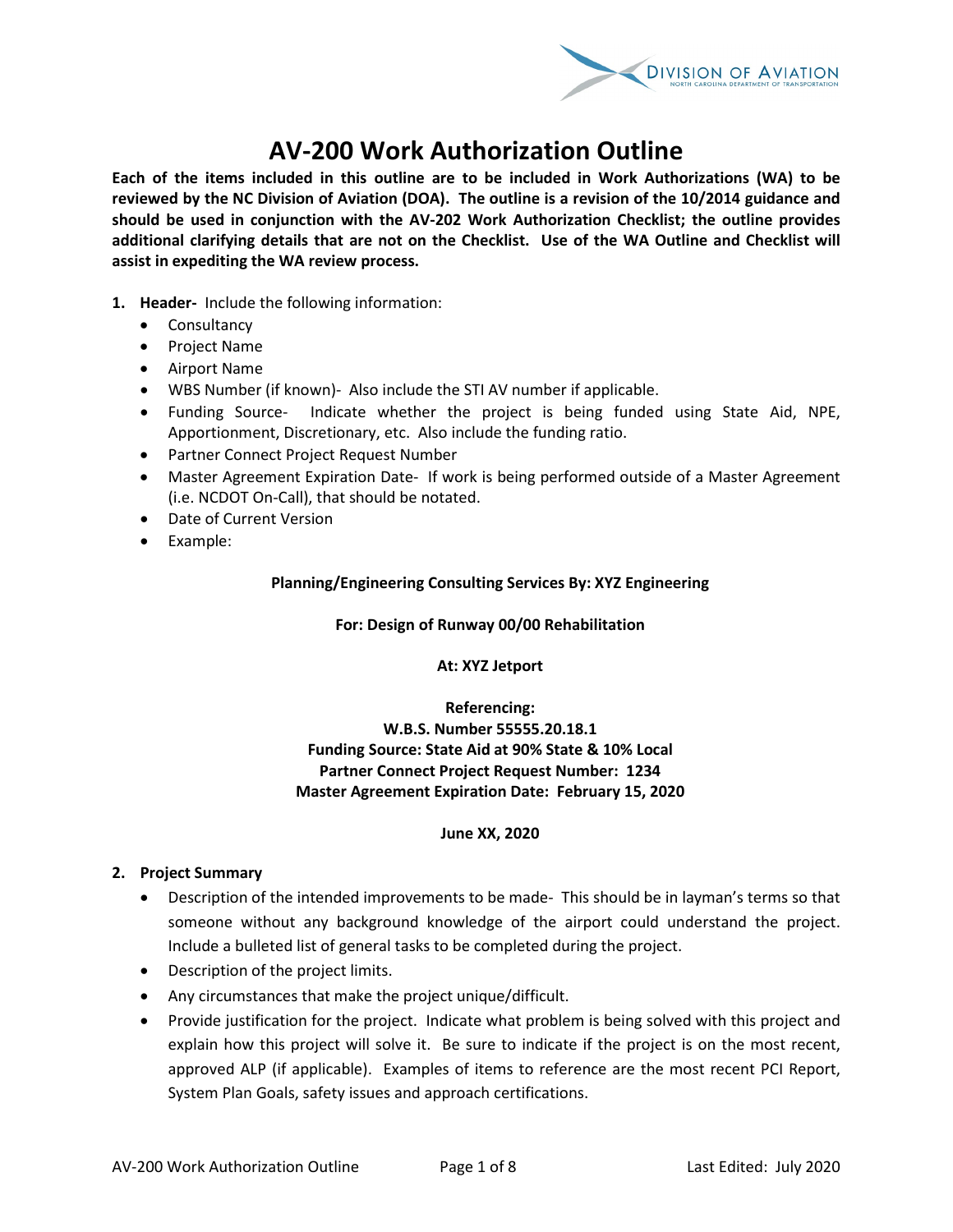# AV-200 Work Authorization Outline

**Each of the items included in this outline are to be included in Work Authorizations (WA) to be reviewed by the NC Division of Aviation (DOA). The outline is a revision of the 10/2014 guidance and should be used in conjunction with the AV-202 Work Authorization Checklist; the outline provides additional clarifying details that are not on the Checklist. Use of the WA Outline and Checklist will assist in expediting the WA review process.**

1. **Header-** Include the following information:
   - Consultancy
   - Project Name
   - Airport Name
   - WBS Number (if known)- Also include the STI AV number if applicable.
   - Funding Source- Indicate whether the project is being funded using State Aid, NPE, Apportionment, Discretionary, etc. Also include the funding ratio.
   - Partner Connect Project Request Number
   - Master Agreement Expiration Date- If work is being performed outside of a Master Agreement (i.e. NCDOT On-Call), that should be notated.
   - Date of Current Version
   - Example:

**Planning/Engineering Consulting Services By: XYZ Engineering**

**For: Design of Runway 00/00 Rehabilitation**

**At: XYZ Jetport**

**Referencing:**
**W.B.S. Number 55555.20.18.1**
**Funding Source: State Aid at 90% State & 10% Local**
**Partner Connect Project Request Number: 1234**
**Master Agreement Expiration Date: February 15, 2020**

**June XX, 2020**

2. **Project Summary**
   - Description of the intended improvements to be made- This should be in layman's terms so that someone without any background knowledge of the airport could understand the project. Include a bulleted list of general tasks to be completed during the project.
   - Description of the project limits.
   - Any circumstances that make the project unique/difficult.
   - Provide justification for the project. Indicate what problem is being solved with this project and explain how this project will solve it. Be sure to indicate if the project is on the most recent, approved ALP (if applicable). Examples of items to reference are the most recent PCI Report, System Plan Goals, safety issues and approach certifications.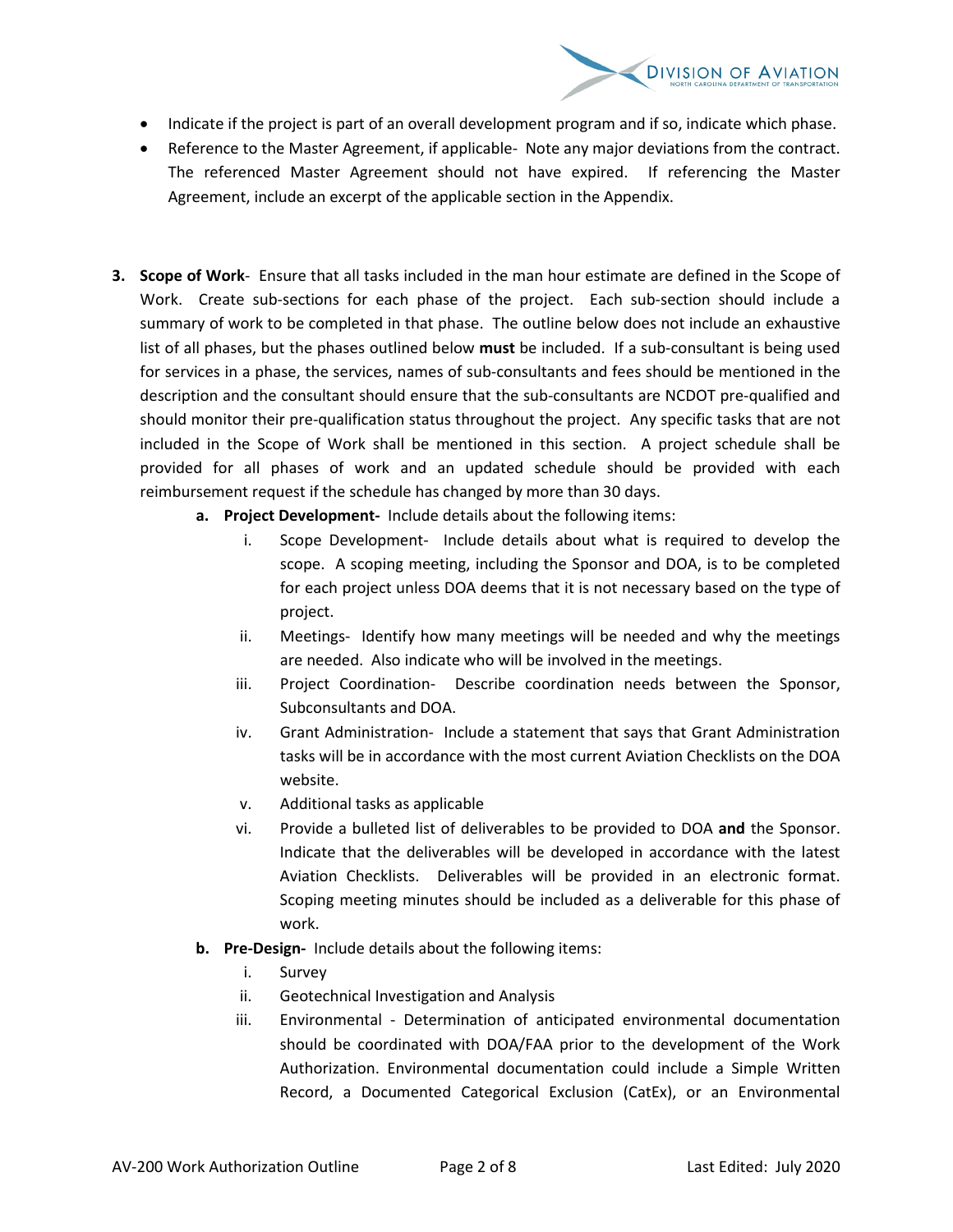- Indicate if the project is part of an overall development program and if so, indicate which phase.
- Reference to the Master Agreement, if applicable- Note any major deviations from the contract. The referenced Master Agreement should not have expired. If referencing the Master Agreement, include an excerpt of the applicable section in the Appendix.

3. **Scope of Work**- Ensure that all tasks included in the man hour estimate are defined in the Scope of Work. Create sub-sections for each phase of the project. Each sub-section should include a summary of work to be completed in that phase. The outline below does not include an exhaustive list of all phases, but the phases outlined below **must** be included. If a sub-consultant is being used for services in a phase, the services, names of sub-consultants and fees should be mentioned in the description and the consultant should ensure that the sub-consultants are NCDOT pre-qualified and should monitor their pre-qualification status throughout the project. Any specific tasks that are not included in the Scope of Work shall be mentioned in this section. A project schedule shall be provided for all phases of work and an updated schedule should be provided with each reimbursement request if the schedule has changed by more than 30 days.
   a. **Project Development-** Include details about the following items:
      i. Scope Development- Include details about what is required to develop the scope. A scoping meeting, including the Sponsor and DOA, is to be completed for each project unless DOA deems that it is not necessary based on the type of project.
      ii. Meetings- Identify how many meetings will be needed and why the meetings are needed. Also indicate who will be involved in the meetings.
      iii. Project Coordination- Describe coordination needs between the Sponsor, Subconsultants and DOA.
      iv. Grant Administration- Include a statement that says that Grant Administration tasks will be in accordance with the most current Aviation Checklists on the DOA website.
      v. Additional tasks as applicable
      vi. Provide a bulleted list of deliverables to be provided to DOA **and** the Sponsor. Indicate that the deliverables will be developed in accordance with the latest Aviation Checklists. Deliverables will be provided in an electronic format. Scoping meeting minutes should be included as a deliverable for this phase of work.
   b. **Pre-Design-** Include details about the following items:
      i. Survey
      ii. Geotechnical Investigation and Analysis
      iii. Environmental - Determination of anticipated environmental documentation should be coordinated with DOA/FAA prior to the development of the Work Authorization. Environmental documentation could include a Simple Written Record, a Documented Categorical Exclusion (CatEx), or an Environmental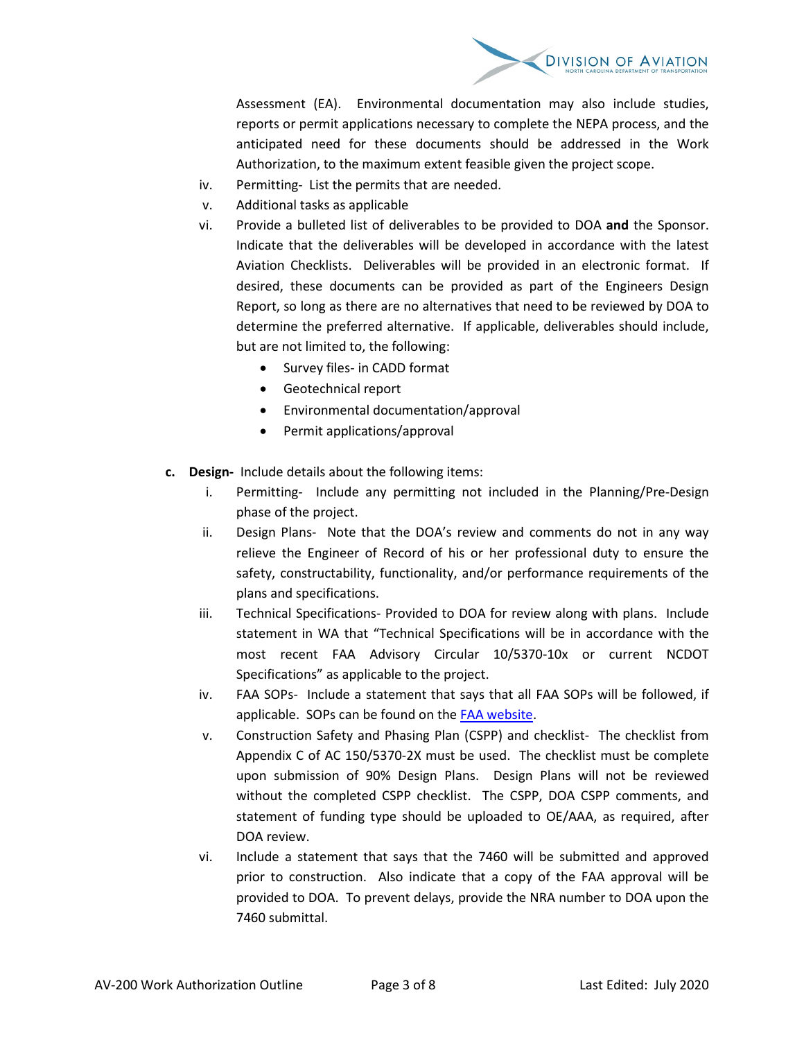Assessment (EA). Environmental documentation may also include studies, reports or permit applications necessary to complete the NEPA process, and the anticipated need for these documents should be addressed in the Work Authorization, to the maximum extent feasible given the project scope.

iv. Permitting- List the permits that are needed.

v. Additional tasks as applicable

vi. Provide a bulleted list of deliverables to be provided to DOA **and** the Sponsor. Indicate that the deliverables will be developed in accordance with the latest Aviation Checklists. Deliverables will be provided in an electronic format. If desired, these documents can be provided as part of the Engineers Design Report, so long as there are no alternatives that need to be reviewed by DOA to determine the preferred alternative. If applicable, deliverables should include, but are not limited to, the following:

- Survey files- in CADD format
- Geotechnical report
- Environmental documentation/approval
- Permit applications/approval

**c. Design-** Include details about the following items:

i. Permitting- Include any permitting not included in the Planning/Pre-Design phase of the project.

ii. Design Plans- Note that the DOA's review and comments do not in any way relieve the Engineer of Record of his or her professional duty to ensure the safety, constructability, functionality, and/or performance requirements of the plans and specifications.

iii. Technical Specifications- Provided to DOA for review along with plans. Include statement in WA that "Technical Specifications will be in accordance with the most recent FAA Advisory Circular 10/5370-10x or current NCDOT Specifications" as applicable to the project.

iv. FAA SOPs- Include a statement that says that all FAA SOPs will be followed, if applicable. SOPs can be found on the [FAA website](#).

v. Construction Safety and Phasing Plan (CSPP) and checklist- The checklist from Appendix C of AC 150/5370-2X must be used. The checklist must be complete upon submission of 90% Design Plans. Design Plans will not be reviewed without the completed CSPP checklist. The CSPP, DOA CSPP comments, and statement of funding type should be uploaded to OE/AAA, as required, after DOA review.

vi. Include a statement that says that the 7460 will be submitted and approved prior to construction. Also indicate that a copy of the FAA approval will be provided to DOA. To prevent delays, provide the NRA number to DOA upon the 7460 submittal.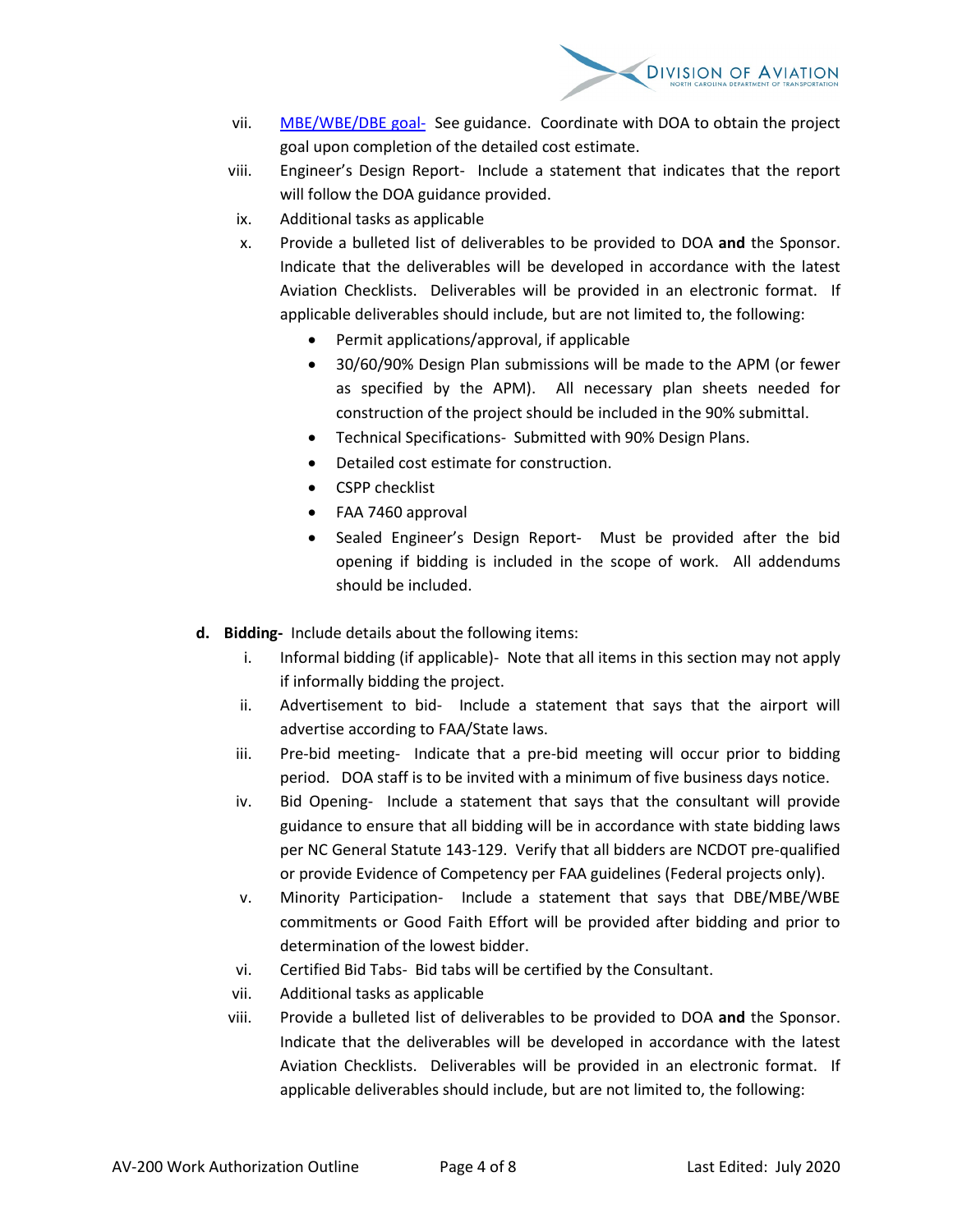vii. [MBE/WBE/DBE goal-](#) See guidance. Coordinate with DOA to obtain the project goal upon completion of the detailed cost estimate.

viii. Engineer's Design Report- Include a statement that indicates that the report will follow the DOA guidance provided.

ix. Additional tasks as applicable

x. Provide a bulleted list of deliverables to be provided to DOA **and** the Sponsor. Indicate that the deliverables will be developed in accordance with the latest Aviation Checklists. Deliverables will be provided in an electronic format. If applicable deliverables should include, but are not limited to, the following:

- Permit applications/approval, if applicable
- 30/60/90% Design Plan submissions will be made to the APM (or fewer as specified by the APM). All necessary plan sheets needed for construction of the project should be included in the 90% submittal.
- Technical Specifications- Submitted with 90% Design Plans.
- Detailed cost estimate for construction.
- CSPP checklist
- FAA 7460 approval
- Sealed Engineer's Design Report- Must be provided after the bid opening if bidding is included in the scope of work. All addendums should be included.

**d. Bidding-** Include details about the following items:

i. Informal bidding (if applicable)- Note that all items in this section may not apply if informally bidding the project.

ii. Advertisement to bid- Include a statement that says that the airport will advertise according to FAA/State laws.

iii. Pre-bid meeting- Indicate that a pre-bid meeting will occur prior to bidding period. DOA staff is to be invited with a minimum of five business days notice.

iv. Bid Opening- Include a statement that says that the consultant will provide guidance to ensure that all bidding will be in accordance with state bidding laws per NC General Statute 143-129. Verify that all bidders are NCDOT pre-qualified or provide Evidence of Competency per FAA guidelines (Federal projects only).

v. Minority Participation- Include a statement that says that DBE/MBE/WBE commitments or Good Faith Effort will be provided after bidding and prior to determination of the lowest bidder.

vi. Certified Bid Tabs- Bid tabs will be certified by the Consultant.

vii. Additional tasks as applicable

viii. Provide a bulleted list of deliverables to be provided to DOA **and** the Sponsor. Indicate that the deliverables will be developed in accordance with the latest Aviation Checklists. Deliverables will be provided in an electronic format. If applicable deliverables should include, but are not limited to, the following: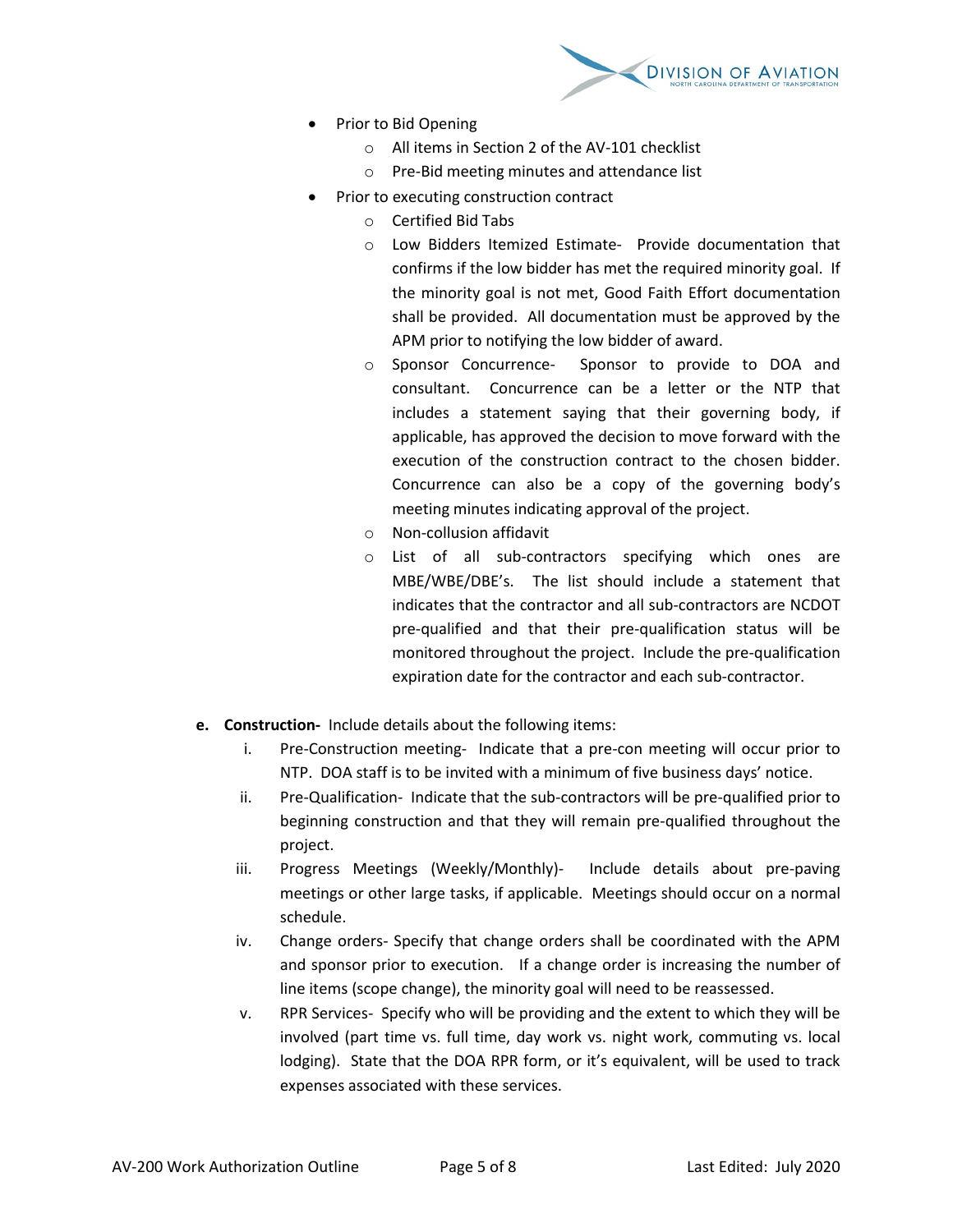- Prior to Bid Opening
    - All items in Section 2 of the AV-101 checklist
    - Pre-Bid meeting minutes and attendance list
- Prior to executing construction contract
    - Certified Bid Tabs
    - Low Bidders Itemized Estimate- Provide documentation that confirms if the low bidder has met the required minority goal. If the minority goal is not met, Good Faith Effort documentation shall be provided. All documentation must be approved by the APM prior to notifying the low bidder of award.
    - Sponsor Concurrence- Sponsor to provide to DOA and consultant. Concurrence can be a letter or the NTP that includes a statement saying that their governing body, if applicable, has approved the decision to move forward with the execution of the construction contract to the chosen bidder. Concurrence can also be a copy of the governing body's meeting minutes indicating approval of the project.
    - Non-collusion affidavit
    - List of all sub-contractors specifying which ones are MBE/WBE/DBE's. The list should include a statement that indicates that the contractor and all sub-contractors are NCDOT pre-qualified and that their pre-qualification status will be monitored throughout the project. Include the pre-qualification expiration date for the contractor and each sub-contractor.

**e. Construction-** Include details about the following items:

i. Pre-Construction meeting- Indicate that a pre-con meeting will occur prior to NTP. DOA staff is to be invited with a minimum of five business days' notice.

ii. Pre-Qualification- Indicate that the sub-contractors will be pre-qualified prior to beginning construction and that they will remain pre-qualified throughout the project.

iii. Progress Meetings (Weekly/Monthly)- Include details about pre-paving meetings or other large tasks, if applicable. Meetings should occur on a normal schedule.

iv. Change orders- Specify that change orders shall be coordinated with the APM and sponsor prior to execution. If a change order is increasing the number of line items (scope change), the minority goal will need to be reassessed.

v. RPR Services- Specify who will be providing and the extent to which they will be involved (part time vs. full time, day work vs. night work, commuting vs. local lodging). State that the DOA RPR form, or it's equivalent, will be used to track expenses associated with these services.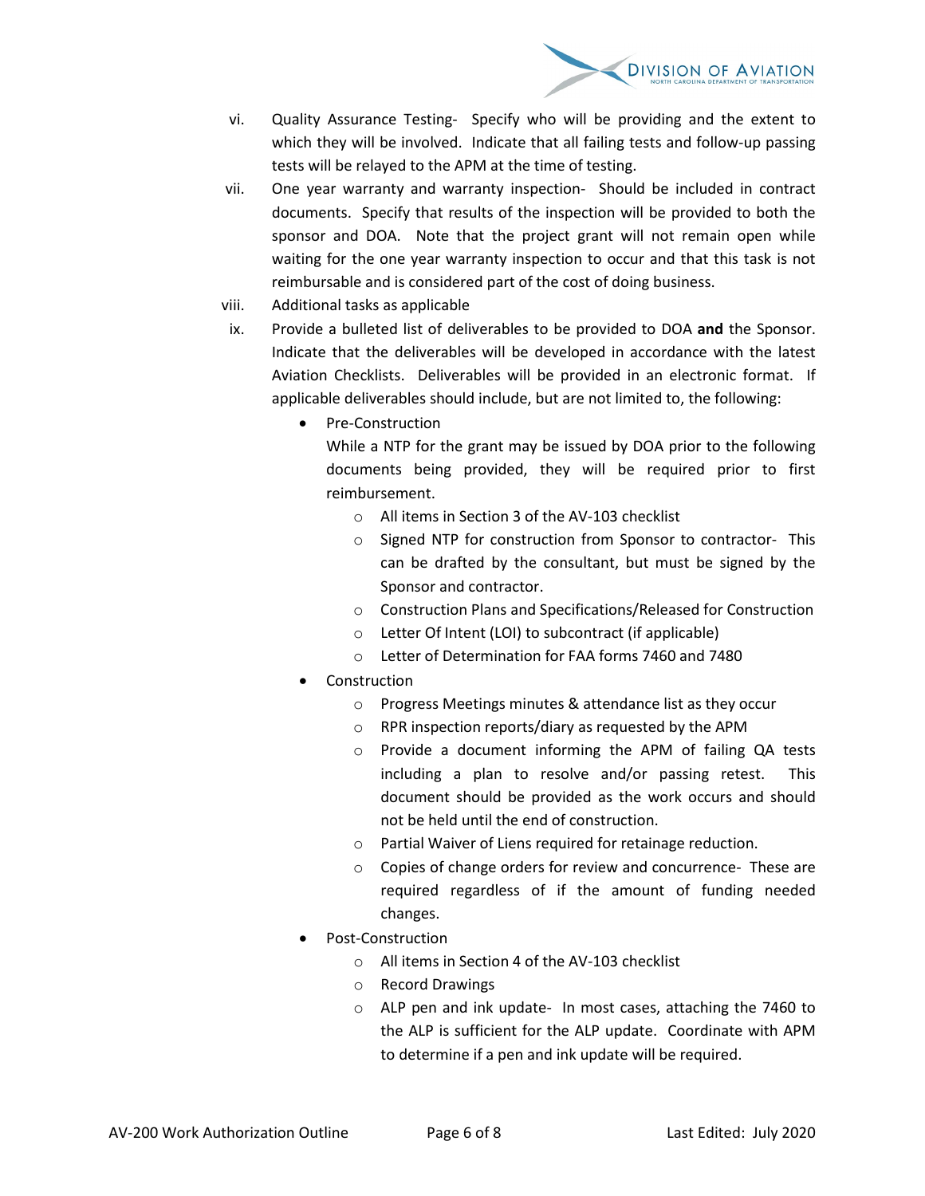vi. Quality Assurance Testing- Specify who will be providing and the extent to which they will be involved. Indicate that all failing tests and follow-up passing tests will be relayed to the APM at the time of testing.

vii. One year warranty and warranty inspection- Should be included in contract documents. Specify that results of the inspection will be provided to both the sponsor and DOA. Note that the project grant will not remain open while waiting for the one year warranty inspection to occur and that this task is not reimbursable and is considered part of the cost of doing business.

viii. Additional tasks as applicable

ix. Provide a bulleted list of deliverables to be provided to DOA **and** the Sponsor. Indicate that the deliverables will be developed in accordance with the latest Aviation Checklists. Deliverables will be provided in an electronic format. If applicable deliverables should include, but are not limited to, the following:

- Pre-Construction

  While a NTP for the grant may be issued by DOA prior to the following documents being provided, they will be required prior to first reimbursement.

  - All items in Section 3 of the AV-103 checklist
  - Signed NTP for construction from Sponsor to contractor- This can be drafted by the consultant, but must be signed by the Sponsor and contractor.
  - Construction Plans and Specifications/Released for Construction
  - Letter Of Intent (LOI) to subcontract (if applicable)
  - Letter of Determination for FAA forms 7460 and 7480
- Construction
  - Progress Meetings minutes & attendance list as they occur
  - RPR inspection reports/diary as requested by the APM
  - Provide a document informing the APM of failing QA tests including a plan to resolve and/or passing retest. This document should be provided as the work occurs and should not be held until the end of construction.
  - Partial Waiver of Liens required for retainage reduction.
  - Copies of change orders for review and concurrence- These are required regardless of if the amount of funding needed changes.
- Post-Construction
  - All items in Section 4 of the AV-103 checklist
  - Record Drawings
  - ALP pen and ink update- In most cases, attaching the 7460 to the ALP is sufficient for the ALP update. Coordinate with APM to determine if a pen and ink update will be required.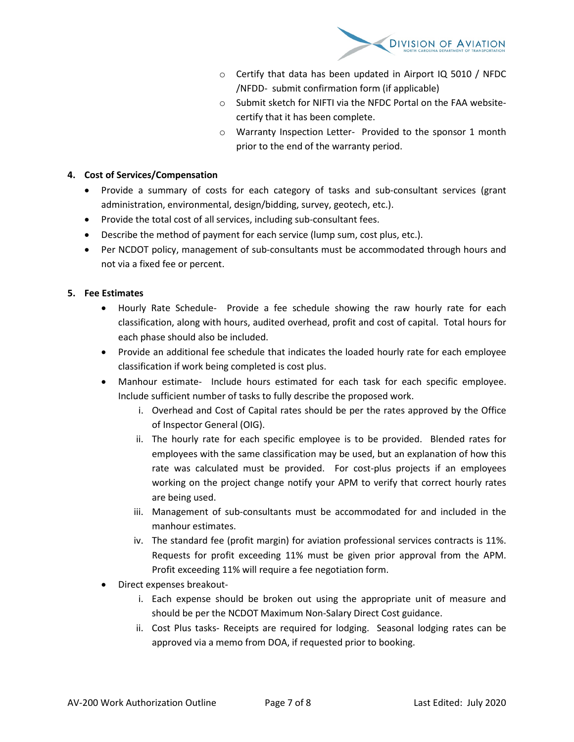- Certify that data has been updated in Airport IQ 5010 / NFDC /NFDD- submit confirmation form (if applicable)
- Submit sketch for NIFTI via the NFDC Portal on the FAA website- certify that it has been complete.
- Warranty Inspection Letter- Provided to the sponsor 1 month prior to the end of the warranty period.

**4. Cost of Services/Compensation**

- Provide a summary of costs for each category of tasks and sub-consultant services (grant administration, environmental, design/bidding, survey, geotech, etc.).
- Provide the total cost of all services, including sub-consultant fees.
- Describe the method of payment for each service (lump sum, cost plus, etc.).
- Per NCDOT policy, management of sub-consultants must be accommodated through hours and not via a fixed fee or percent.

**5. Fee Estimates**

- Hourly Rate Schedule- Provide a fee schedule showing the raw hourly rate for each classification, along with hours, audited overhead, profit and cost of capital. Total hours for each phase should also be included.
- Provide an additional fee schedule that indicates the loaded hourly rate for each employee classification if work being completed is cost plus.
- Manhour estimate- Include hours estimated for each task for each specific employee. Include sufficient number of tasks to fully describe the proposed work.
  - i. Overhead and Cost of Capital rates should be per the rates approved by the Office of Inspector General (OIG).
  - ii. The hourly rate for each specific employee is to be provided. Blended rates for employees with the same classification may be used, but an explanation of how this rate was calculated must be provided. For cost-plus projects if an employees working on the project change notify your APM to verify that correct hourly rates are being used.
  - iii. Management of sub-consultants must be accommodated for and included in the manhour estimates.
  - iv. The standard fee (profit margin) for aviation professional services contracts is 11%. Requests for profit exceeding 11% must be given prior approval from the APM. Profit exceeding 11% will require a fee negotiation form.
- Direct expenses breakout-
  - i. Each expense should be broken out using the appropriate unit of measure and should be per the NCDOT Maximum Non-Salary Direct Cost guidance.
  - ii. Cost Plus tasks- Receipts are required for lodging. Seasonal lodging rates can be approved via a memo from DOA, if requested prior to booking.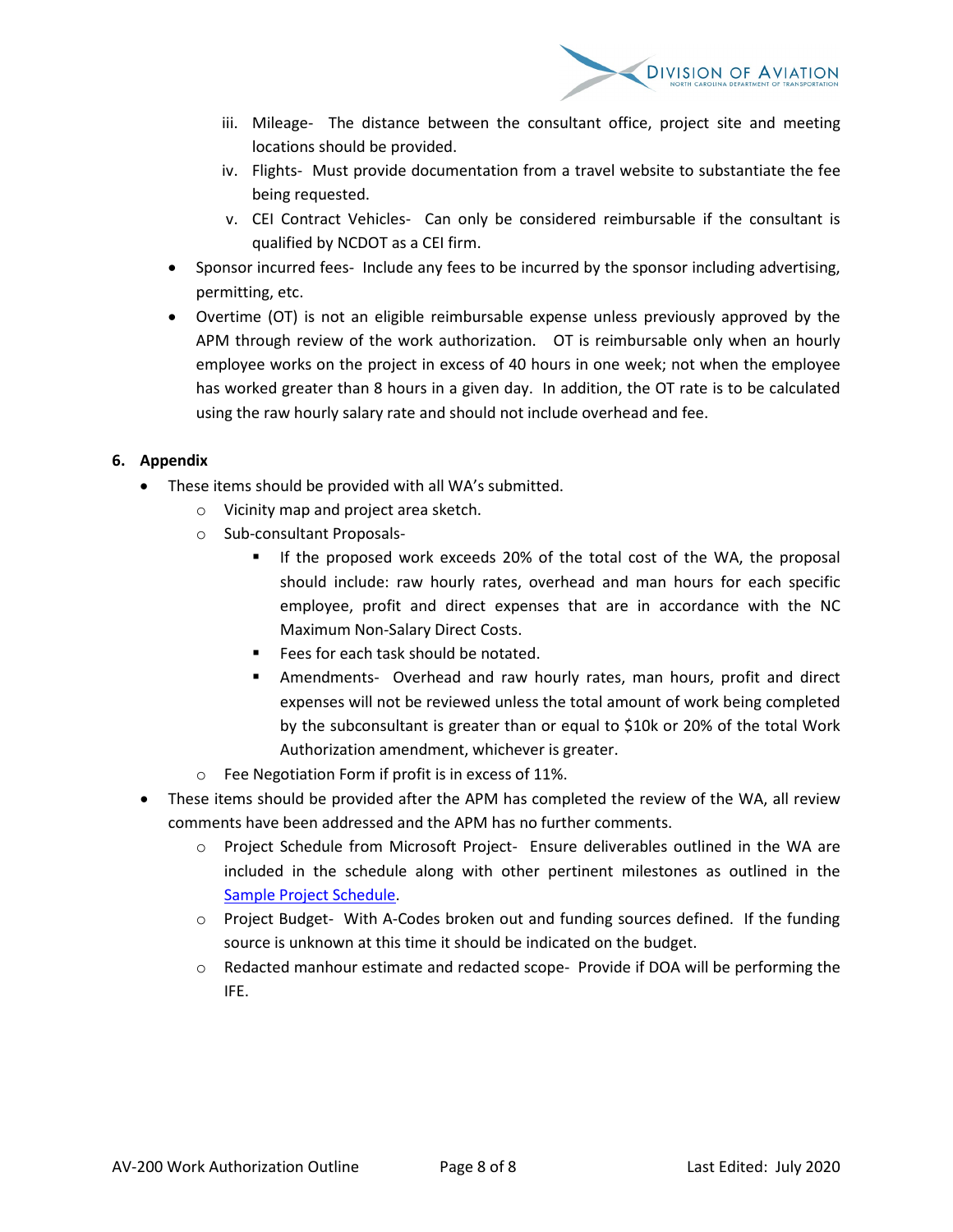iii. Mileage- The distance between the consultant office, project site and meeting locations should be provided.

iv. Flights- Must provide documentation from a travel website to substantiate the fee being requested.

v. CEI Contract Vehicles- Can only be considered reimbursable if the consultant is qualified by NCDOT as a CEI firm.

- Sponsor incurred fees- Include any fees to be incurred by the sponsor including advertising, permitting, etc.
- Overtime (OT) is not an eligible reimbursable expense unless previously approved by the APM through review of the work authorization. OT is reimbursable only when an hourly employee works on the project in excess of 40 hours in one week; not when the employee has worked greater than 8 hours in a given day. In addition, the OT rate is to be calculated using the raw hourly salary rate and should not include overhead and fee.

**6. Appendix**

- These items should be provided with all WA's submitted.
  - Vicinity map and project area sketch.
  - Sub-consultant Proposals-
    - If the proposed work exceeds 20% of the total cost of the WA, the proposal should include: raw hourly rates, overhead and man hours for each specific employee, profit and direct expenses that are in accordance with the NC Maximum Non-Salary Direct Costs.
    - Fees for each task should be notated.
    - Amendments- Overhead and raw hourly rates, man hours, profit and direct expenses will not be reviewed unless the total amount of work being completed by the subconsultant is greater than or equal to $10k or 20% of the total Work Authorization amendment, whichever is greater.
  - Fee Negotiation Form if profit is in excess of 11%.
- These items should be provided after the APM has completed the review of the WA, all review comments have been addressed and the APM has no further comments.
  - Project Schedule from Microsoft Project- Ensure deliverables outlined in the WA are included in the schedule along with other pertinent milestones as outlined in the Sample Project Schedule.
  - Project Budget- With A-Codes broken out and funding sources defined. If the funding source is unknown at this time it should be indicated on the budget.
  - Redacted manhour estimate and redacted scope- Provide if DOA will be performing the IFE.